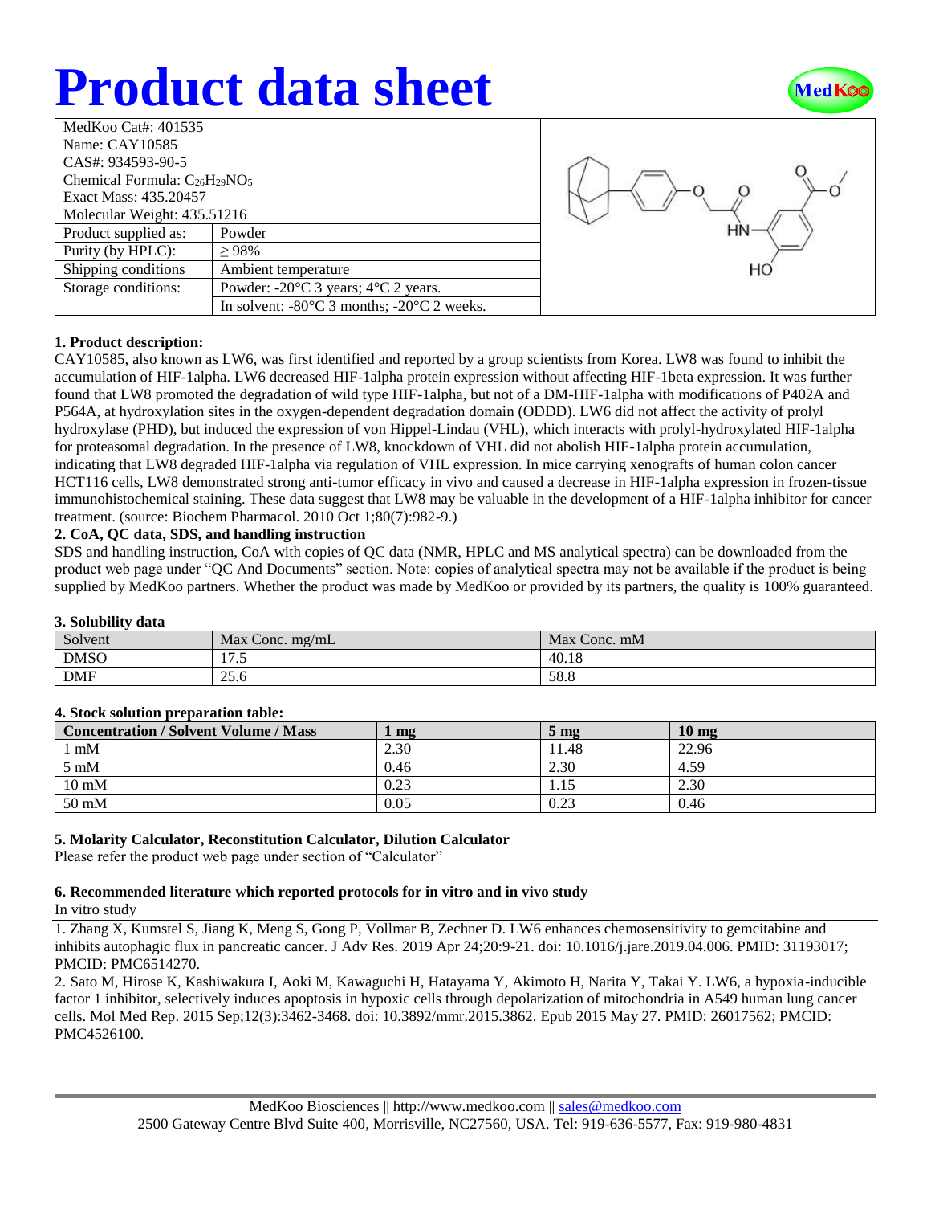# Product data sheet

| MedKoo Cat#: 401535 | |
|---|---|
| Name: CAY10585 | |
| CAS#: 934593-90-5 | |
| Chemical Formula: $C_{26}H_{29}NO_5$ | |
| Exact Mass: 435.20457 | |
| Molecular Weight: 435.51216 | |
| Product supplied as: | Powder |
| Purity (by HPLC): | ≥ 98% |
| Shipping conditions | Ambient temperature |
| Storage conditions: | Powder: -20°C 3 years; 4°C 2 years. |
| | In solvent: -80°C 3 months; -20°C 2 weeks. |

### 1. Product description:

CAY10585, also known as LW6, was first identified and reported by a group scientists from Korea. LW8 was found to inhibit the accumulation of HIF-1alpha. LW6 decreased HIF-1alpha protein expression without affecting HIF-1beta expression. It was further found that LW8 promoted the degradation of wild type HIF-1alpha, but not of a DM-HIF-1alpha with modifications of P402A and P564A, at hydroxylation sites in the oxygen-dependent degradation domain (ODDD). LW6 did not affect the activity of prolyl hydroxylase (PHD), but induced the expression of von Hippel-Lindau (VHL), which interacts with prolyl-hydroxylated HIF-1alpha for proteasomal degradation. In the presence of LW8, knockdown of VHL did not abolish HIF-1alpha protein accumulation, indicating that LW8 degraded HIF-1alpha via regulation of VHL expression. In mice carrying xenografts of human colon cancer HCT116 cells, LW8 demonstrated strong anti-tumor efficacy in vivo and caused a decrease in HIF-1alpha expression in frozen-tissue immunohistochemical staining. These data suggest that LW8 may be valuable in the development of a HIF-1alpha inhibitor for cancer treatment. (source: Biochem Pharmacol. 2010 Oct 1;80(7):982-9.)

### 2. CoA, QC data, SDS, and handling instruction

SDS and handling instruction, CoA with copies of QC data (NMR, HPLC and MS analytical spectra) can be downloaded from the product web page under "QC And Documents" section. Note: copies of analytical spectra may not be available if the product is being supplied by MedKoo partners. Whether the product was made by MedKoo or provided by its partners, the quality is 100% guaranteed.

### 3. Solubility data

| Solvent | Max Conc. mg/mL | Max Conc. mM |
|---|---|---|
| DMSO | 17.5 | 40.18 |
| DMF | 25.6 | 58.8 |

### 4. Stock solution preparation table:

| Concentration / Solvent Volume / Mass | 1 mg | 5 mg | 10 mg |
|---|---|---|---|
| 1 mM | 2.30 | 11.48 | 22.96 |
| 5 mM | 0.46 | 2.30 | 4.59 |
| 10 mM | 0.23 | 1.15 | 2.30 |
| 50 mM | 0.05 | 0.23 | 0.46 |

### 5. Molarity Calculator, Reconstitution Calculator, Dilution Calculator

Please refer the product web page under section of "Calculator"

### 6. Recommended literature which reported protocols for in vitro and in vivo study

In vitro study

1. Zhang X, Kumstel S, Jiang K, Meng S, Gong P, Vollmar B, Zechner D. LW6 enhances chemosensitivity to gemcitabine and inhibits autophagic flux in pancreatic cancer. J Adv Res. 2019 Apr 24;20:9-21. doi: 10.1016/j.jare.2019.04.006. PMID: 31193017; PMCID: PMC6514270.
2. Sato M, Hirose K, Kashiwakura I, Aoki M, Kawaguchi H, Hatayama Y, Akimoto H, Narita Y, Takai Y. LW6, a hypoxia-inducible factor 1 inhibitor, selectively induces apoptosis in hypoxic cells through depolarization of mitochondria in A549 human lung cancer cells. Mol Med Rep. 2015 Sep;12(3):3462-3468. doi: 10.3892/mmr.2015.3862. Epub 2015 May 27. PMID: 26017562; PMCID: PMC4526100.

MedKoo Biosciences || http://www.medkoo.com || sales@medkoo.com
2500 Gateway Centre Blvd Suite 400, Morrisville, NC27560, USA. Tel: 919-636-5577, Fax: 919-980-4831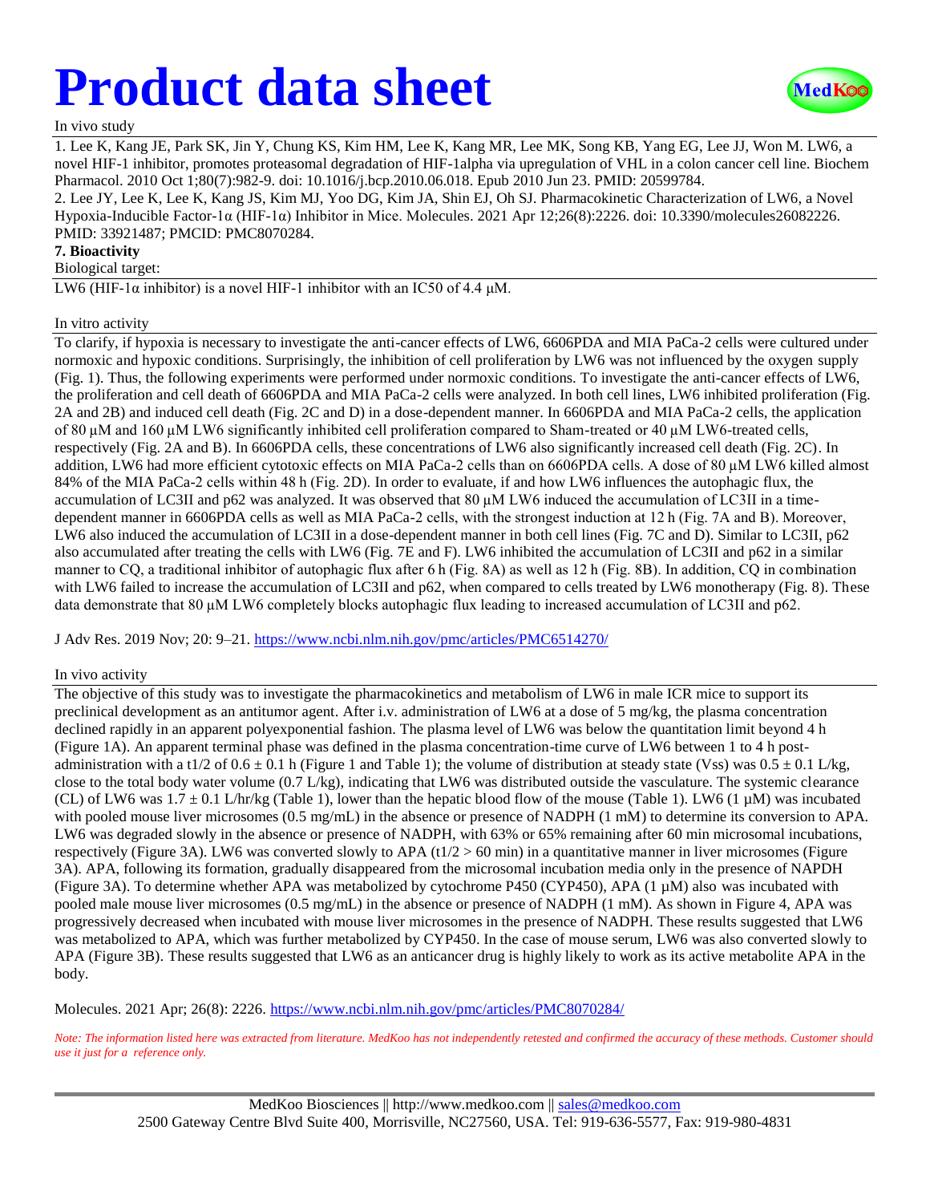# Product data sheet

In vivo study

1. Lee K, Kang JE, Park SK, Jin Y, Chung KS, Kim HM, Lee K, Kang MR, Lee MK, Song KB, Yang EG, Lee JJ, Won M. LW6, a novel HIF-1 inhibitor, promotes proteasomal degradation of HIF-1alpha via upregulation of VHL in a colon cancer cell line. Biochem Pharmacol. 2010 Oct 1;80(7):982-9. doi: 10.1016/j.bcp.2010.06.018. Epub 2010 Jun 23. PMID: 20599784.
2. Lee JY, Lee K, Lee K, Kang JS, Kim MJ, Yoo DG, Kim JA, Shin EJ, Oh SJ. Pharmacokinetic Characterization of LW6, a Novel Hypoxia-Inducible Factor-1α (HIF-1α) Inhibitor in Mice. Molecules. 2021 Apr 12;26(8):2226. doi: 10.3390/molecules26082226. PMID: 33921487; PMCID: PMC8070284.

**7. Bioactivity**

Biological target:

LW6 (HIF-1α inhibitor) is a novel HIF-1 inhibitor with an IC50 of 4.4 μM.

In vitro activity

To clarify, if hypoxia is necessary to investigate the anti-cancer effects of LW6, 6606PDA and MIA PaCa-2 cells were cultured under normoxic and hypoxic conditions. Surprisingly, the inhibition of cell proliferation by LW6 was not influenced by the oxygen supply (Fig. 1). Thus, the following experiments were performed under normoxic conditions. To investigate the anti-cancer effects of LW6, the proliferation and cell death of 6606PDA and MIA PaCa-2 cells were analyzed. In both cell lines, LW6 inhibited proliferation (Fig. 2A and 2B) and induced cell death (Fig. 2C and D) in a dose-dependent manner. In 6606PDA and MIA PaCa-2 cells, the application of 80 μM and 160 μM LW6 significantly inhibited cell proliferation compared to Sham-treated or 40 μM LW6-treated cells, respectively (Fig. 2A and B). In 6606PDA cells, these concentrations of LW6 also significantly increased cell death (Fig. 2C). In addition, LW6 had more efficient cytotoxic effects on MIA PaCa-2 cells than on 6606PDA cells. A dose of 80 μM LW6 killed almost 84% of the MIA PaCa-2 cells within 48 h (Fig. 2D). In order to evaluate, if and how LW6 influences the autophagic flux, the accumulation of LC3II and p62 was analyzed. It was observed that 80 μM LW6 induced the accumulation of LC3II in a time-dependent manner in 6606PDA cells as well as MIA PaCa-2 cells, with the strongest induction at 12 h (Fig. 7A and B). Moreover, LW6 also induced the accumulation of LC3II in a dose-dependent manner in both cell lines (Fig. 7C and D). Similar to LC3II, p62 also accumulated after treating the cells with LW6 (Fig. 7E and F). LW6 inhibited the accumulation of LC3II and p62 in a similar manner to CQ, a traditional inhibitor of autophagic flux after 6 h (Fig. 8A) as well as 12 h (Fig. 8B). In addition, CQ in combination with LW6 failed to increase the accumulation of LC3II and p62, when compared to cells treated by LW6 monotherapy (Fig. 8). These data demonstrate that 80 μM LW6 completely blocks autophagic flux leading to increased accumulation of LC3II and p62.

J Adv Res. 2019 Nov; 20: 9–21. https://www.ncbi.nlm.nih.gov/pmc/articles/PMC6514270/

In vivo activity

The objective of this study was to investigate the pharmacokinetics and metabolism of LW6 in male ICR mice to support its preclinical development as an antitumor agent. After i.v. administration of LW6 at a dose of 5 mg/kg, the plasma concentration declined rapidly in an apparent polyexponential fashion. The plasma level of LW6 was below the quantitation limit beyond 4 h (Figure 1A). An apparent terminal phase was defined in the plasma concentration-time curve of LW6 between 1 to 4 h post-administration with a t1/2 of 0.6 ± 0.1 h (Figure 1 and Table 1); the volume of distribution at steady state (Vss) was 0.5 ± 0.1 L/kg, close to the total body water volume (0.7 L/kg), indicating that LW6 was distributed outside the vasculature. The systemic clearance (CL) of LW6 was 1.7 ± 0.1 L/hr/kg (Table 1), lower than the hepatic blood flow of the mouse (Table 1). LW6 (1 μM) was incubated with pooled mouse liver microsomes (0.5 mg/mL) in the absence or presence of NADPH (1 mM) to determine its conversion to APA. LW6 was degraded slowly in the absence or presence of NADPH, with 63% or 65% remaining after 60 min microsomal incubations, respectively (Figure 3A). LW6 was converted slowly to APA (t1/2 > 60 min) in a quantitative manner in liver microsomes (Figure 3A). APA, following its formation, gradually disappeared from the microsomal incubation media only in the presence of NAPDH (Figure 3A). To determine whether APA was metabolized by cytochrome P450 (CYP450), APA (1 μM) also was incubated with pooled male mouse liver microsomes (0.5 mg/mL) in the absence or presence of NADPH (1 mM). As shown in Figure 4, APA was progressively decreased when incubated with mouse liver microsomes in the presence of NADPH. These results suggested that LW6 was metabolized to APA, which was further metabolized by CYP450. In the case of mouse serum, LW6 was also converted slowly to APA (Figure 3B). These results suggested that LW6 as an anticancer drug is highly likely to work as its active metabolite APA in the body.

Molecules. 2021 Apr; 26(8): 2226. https://www.ncbi.nlm.nih.gov/pmc/articles/PMC8070284/

*Note: The information listed here was extracted from literature. MedKoo has not independently retested and confirmed the accuracy of these methods. Customer should use it just for a reference only.*

MedKoo Biosciences || http://www.medkoo.com || sales@medkoo.com
2500 Gateway Centre Blvd Suite 400, Morrisville, NC27560, USA. Tel: 919-636-5577, Fax: 919-980-4831